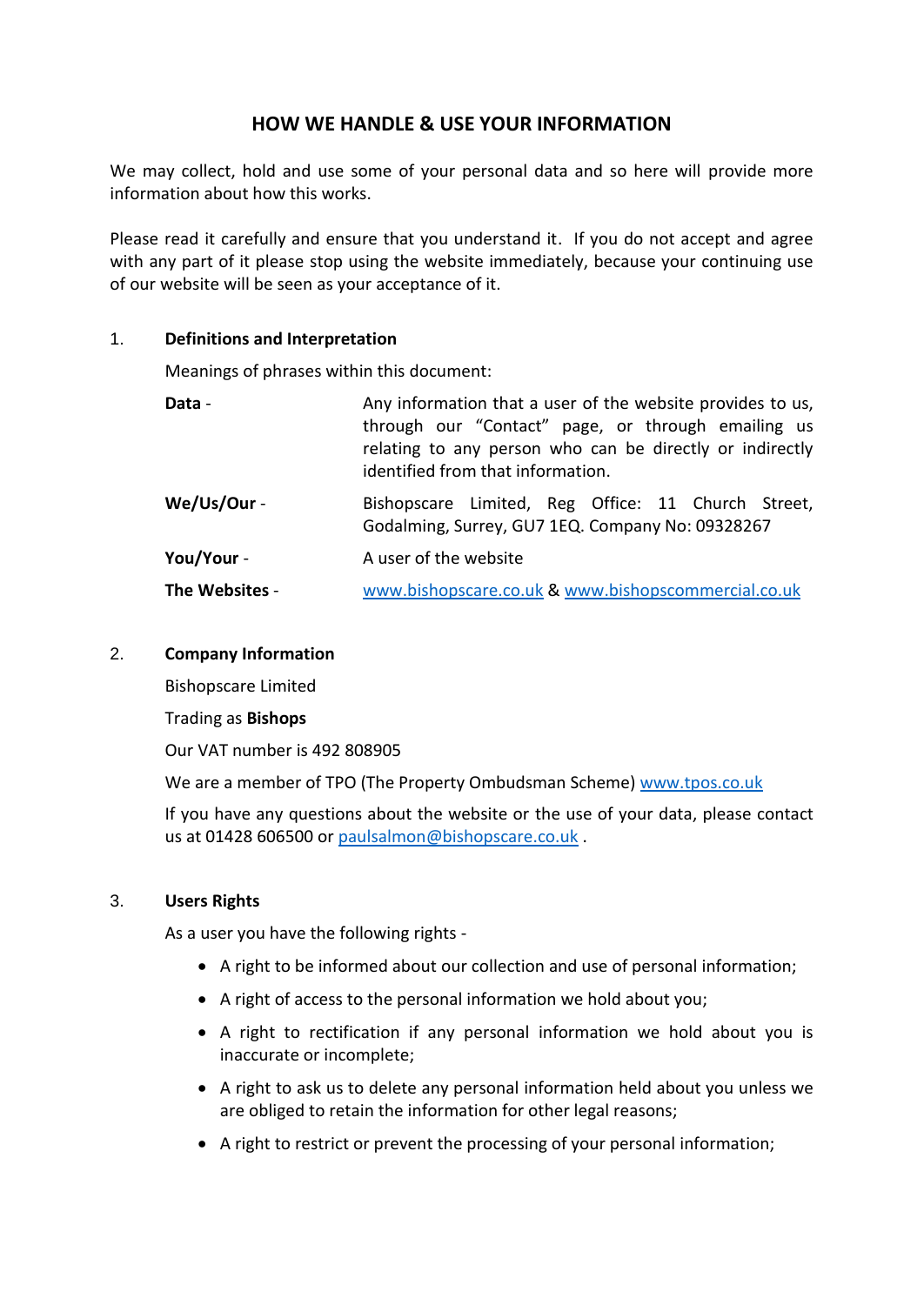# HOW WE HANDLE & USE YOUR INFORMATION

We may collect, hold and use some of your personal data and so here will provide more information about how this works.

Please read it carefully and ensure that you understand it. If you do not accept and agree with any part of it please stop using the website immediately, because your continuing use of our website will be seen as your acceptance of it.

## 1. Definitions and Interpretation

Meanings of phrases within this document:

| | |
|---|---|
| **Data** - | Any information that a user of the website provides to us, through our "Contact" page, or through emailing us relating to any person who can be directly or indirectly identified from that information. |
| **We/Us/Our** - | Bishopscare Limited, Reg Office: 11 Church Street, Godalming, Surrey, GU7 1EQ. Company No: 09328267 |
| **You/Your** - | A user of the website |
| **The Websites** - | www.bishopscare.co.uk & www.bishopscommercial.co.uk |

## 2. Company Information

Bishopscare Limited

Trading as **Bishops**

Our VAT number is 492 808905

We are a member of TPO (The Property Ombudsman Scheme) www.tpos.co.uk

If you have any questions about the website or the use of your data, please contact us at 01428 606500 or paulsalmon@bishopscare.co.uk .

## 3. Users Rights

As a user you have the following rights -

- A right to be informed about our collection and use of personal information;
- A right of access to the personal information we hold about you;
- A right to rectification if any personal information we hold about you is inaccurate or incomplete;
- A right to ask us to delete any personal information held about you unless we are obliged to retain the information for other legal reasons;
- A right to restrict or prevent the processing of your personal information;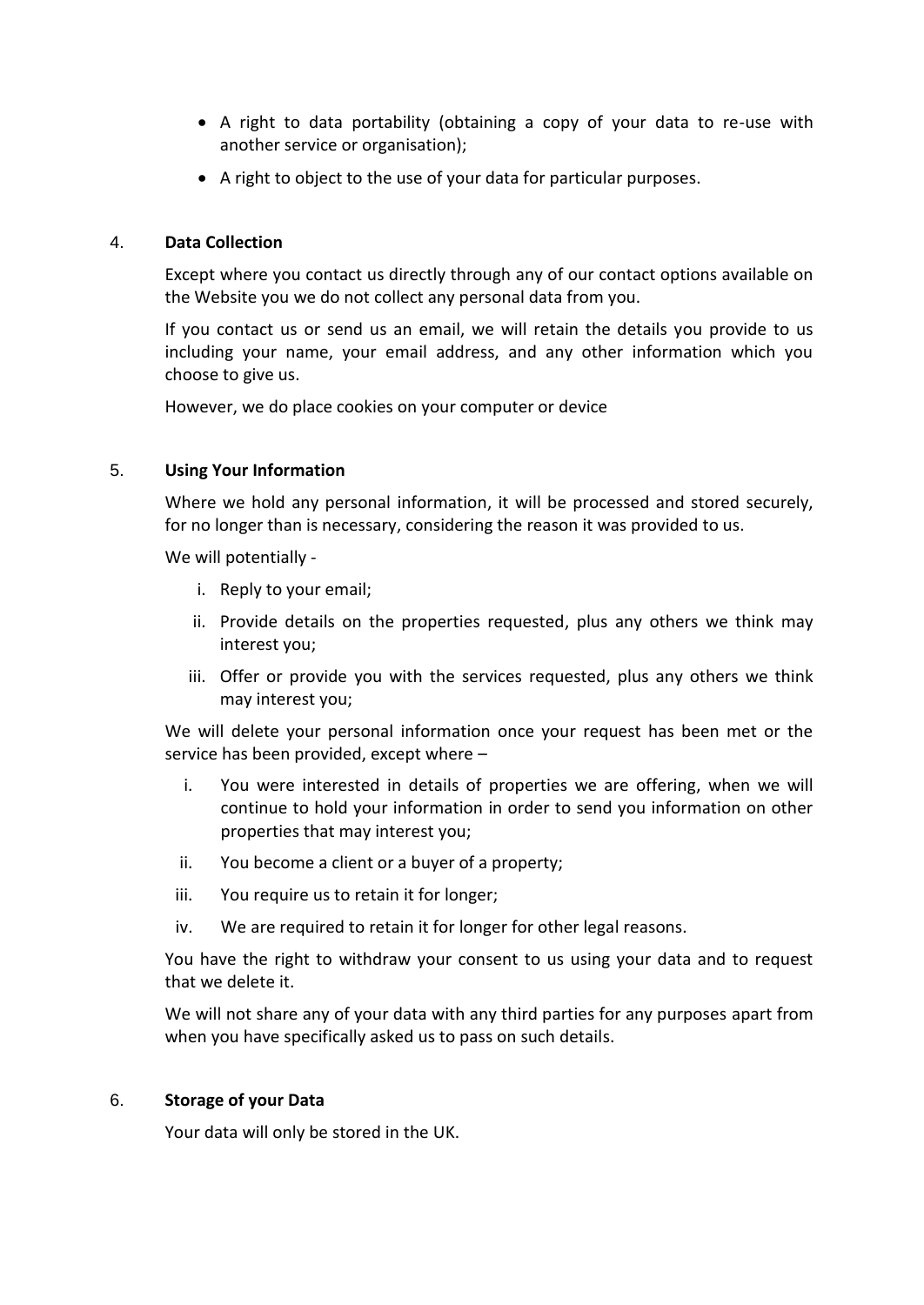- A right to data portability (obtaining a copy of your data to re-use with another service or organisation);
- A right to object to the use of your data for particular purposes.

## 4. Data Collection

Except where you contact us directly through any of our contact options available on the Website you we do not collect any personal data from you.

If you contact us or send us an email, we will retain the details you provide to us including your name, your email address, and any other information which you choose to give us.

However, we do place cookies on your computer or device

## 5. Using Your Information

Where we hold any personal information, it will be processed and stored securely, for no longer than is necessary, considering the reason it was provided to us.

We will potentially -

i. Reply to your email;

ii. Provide details on the properties requested, plus any others we think may interest you;

iii. Offer or provide you with the services requested, plus any others we think may interest you;

We will delete your personal information once your request has been met or the service has been provided, except where –

i. You were interested in details of properties we are offering, when we will continue to hold your information in order to send you information on other properties that may interest you;

ii. You become a client or a buyer of a property;

iii. You require us to retain it for longer;

iv. We are required to retain it for longer for other legal reasons.

You have the right to withdraw your consent to us using your data and to request that we delete it.

We will not share any of your data with any third parties for any purposes apart from when you have specifically asked us to pass on such details.

## 6. Storage of your Data

Your data will only be stored in the UK.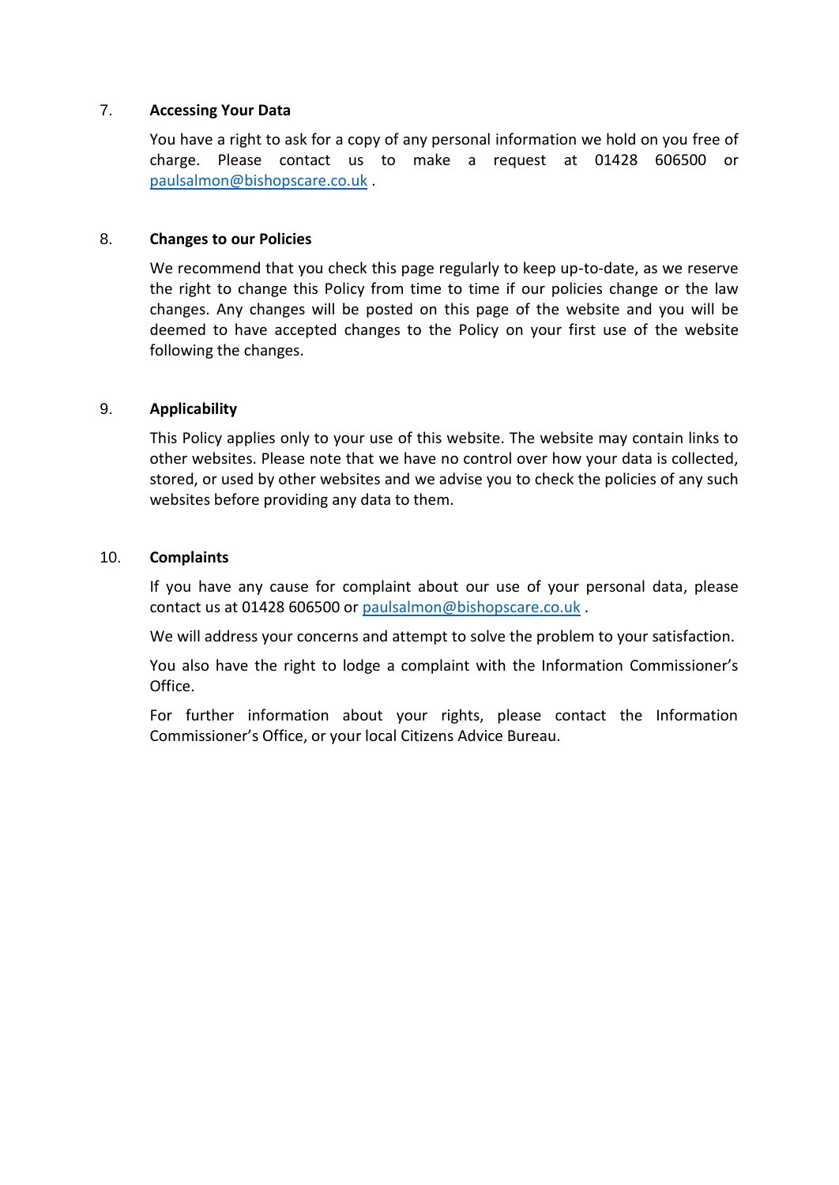## 7. Accessing Your Data

You have a right to ask for a copy of any personal information we hold on you free of charge. Please contact us to make a request at 01428 606500 or paulsalmon@bishopscare.co.uk .

## 8. Changes to our Policies

We recommend that you check this page regularly to keep up-to-date, as we reserve the right to change this Policy from time to time if our policies change or the law changes. Any changes will be posted on this page of the website and you will be deemed to have accepted changes to the Policy on your first use of the website following the changes.

## 9. Applicability

This Policy applies only to your use of this website. The website may contain links to other websites. Please note that we have no control over how your data is collected, stored, or used by other websites and we advise you to check the policies of any such websites before providing any data to them.

## 10. Complaints

If you have any cause for complaint about our use of your personal data, please contact us at 01428 606500 or paulsalmon@bishopscare.co.uk .

We will address your concerns and attempt to solve the problem to your satisfaction.

You also have the right to lodge a complaint with the Information Commissioner's Office.

For further information about your rights, please contact the Information Commissioner's Office, or your local Citizens Advice Bureau.